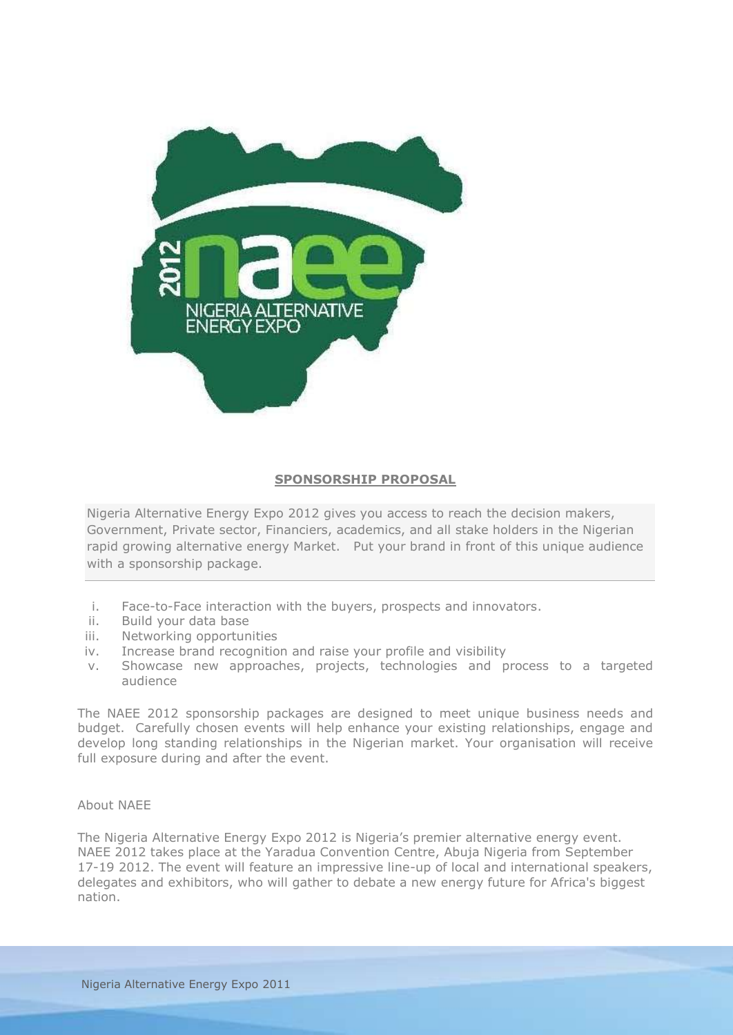## SPONSORSHIP PROPOSAL

Nigeria Alternative Energy Expo 2012 gives you access to reach the decision makers, Government, Private sector, Financiers, academics, and all stake holders in the Nigerian rapid growing alternative energy Market. Put your brand in front of this unique audience with a sponsorship package.

i. Face-to-Face interaction with the buyers, prospects and innovators.
ii. Build your data base
iii. Networking opportunities
iv. Increase brand recognition and raise your profile and visibility
v. Showcase new approaches, projects, technologies and process to a targeted audience

The NAEE 2012 sponsorship packages are designed to meet unique business needs and budget. Carefully chosen events will help enhance your existing relationships, engage and develop long standing relationships in the Nigerian market. Your organisation will receive full exposure during and after the event.

About NAEE

The Nigeria Alternative Energy Expo 2012 is Nigeria's premier alternative energy event. NAEE 2012 takes place at the Yaradua Convention Centre, Abuja Nigeria from September 17-19 2012. The event will feature an impressive line-up of local and international speakers, delegates and exhibitors, who will gather to debate a new energy future for Africa's biggest nation.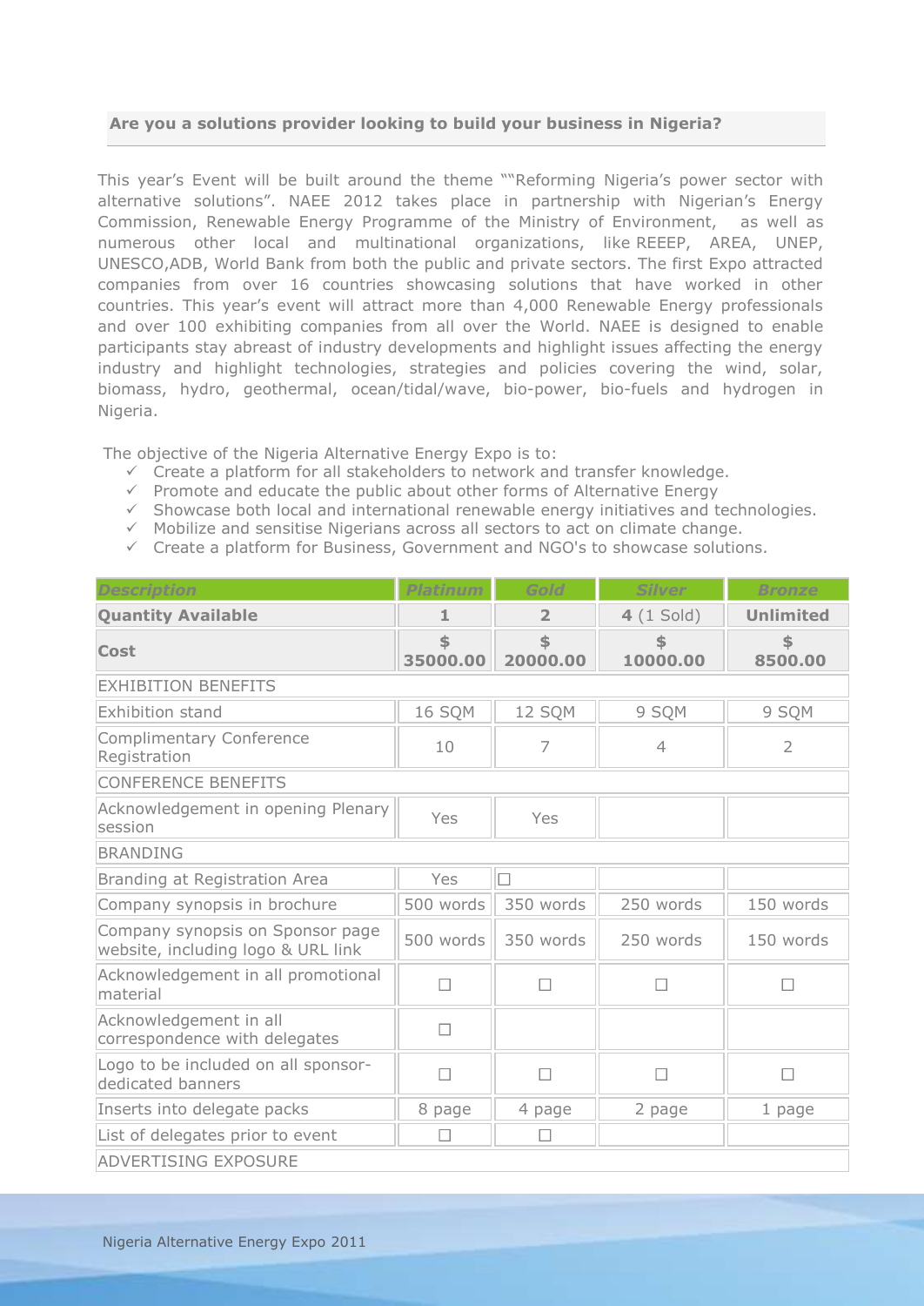## Are you a solutions provider looking to build your business in Nigeria?

This year's Event will be built around the theme ""Reforming Nigeria's power sector with alternative solutions". NAEE 2012 takes place in partnership with Nigerian's Energy Commission, Renewable Energy Programme of the Ministry of Environment, as well as numerous other local and multinational organizations, like REEEP, AREA, UNEP, UNESCO,ADB, World Bank from both the public and private sectors. The first Expo attracted companies from over 16 countries showcasing solutions that have worked in other countries. This year's event will attract more than 4,000 Renewable Energy professionals and over 100 exhibiting companies from all over the World. NAEE is designed to enable participants stay abreast of industry developments and highlight issues affecting the energy industry and highlight technologies, strategies and policies covering the wind, solar, biomass, hydro, geothermal, ocean/tidal/wave, bio-power, bio-fuels and hydrogen in Nigeria.

The objective of the Nigeria Alternative Energy Expo is to:

- ✓ Create a platform for all stakeholders to network and transfer knowledge.
- ✓ Promote and educate the public about other forms of Alternative Energy
- ✓ Showcase both local and international renewable energy initiatives and technologies.
- ✓ Mobilize and sensitise Nigerians across all sectors to act on climate change.
- ✓ Create a platform for Business, Government and NGO's to showcase solutions.

| *Description* | *Platinum* | *Gold* | *Silver* | *Bronze* |
|---|---|---|---|---|
| **Quantity Available** | **1** | **2** | **4** (1 Sold) | **Unlimited** |
| **Cost** | **$ 35000.00** | **$ 20000.00** | **$ 10000.00** | **$ 8500.00** |
| EXHIBITION BENEFITS | | | | |
| Exhibition stand | 16 SQM | 12 SQM | 9 SQM | 9 SQM |
| Complimentary Conference Registration | 10 | 7 | 4 | 2 |
| CONFERENCE BENEFITS | | | | |
| Acknowledgement in opening Plenary session | Yes | Yes | | |
| BRANDING | | | | |
| Branding at Registration Area | Yes | ☐ | | |
| Company synopsis in brochure | 500 words | 350 words | 250 words | 150 words |
| Company synopsis on Sponsor page website, including logo & URL link | 500 words | 350 words | 250 words | 150 words |
| Acknowledgement in all promotional material | ☐ | ☐ | ☐ | ☐ |
| Acknowledgement in all correspondence with delegates | ☐ | | | |
| Logo to be included on all sponsor-dedicated banners | ☐ | ☐ | ☐ | ☐ |
| Inserts into delegate packs | 8 page | 4 page | 2 page | 1 page |
| List of delegates prior to event | ☐ | ☐ | | |
| ADVERTISING EXPOSURE | | | | |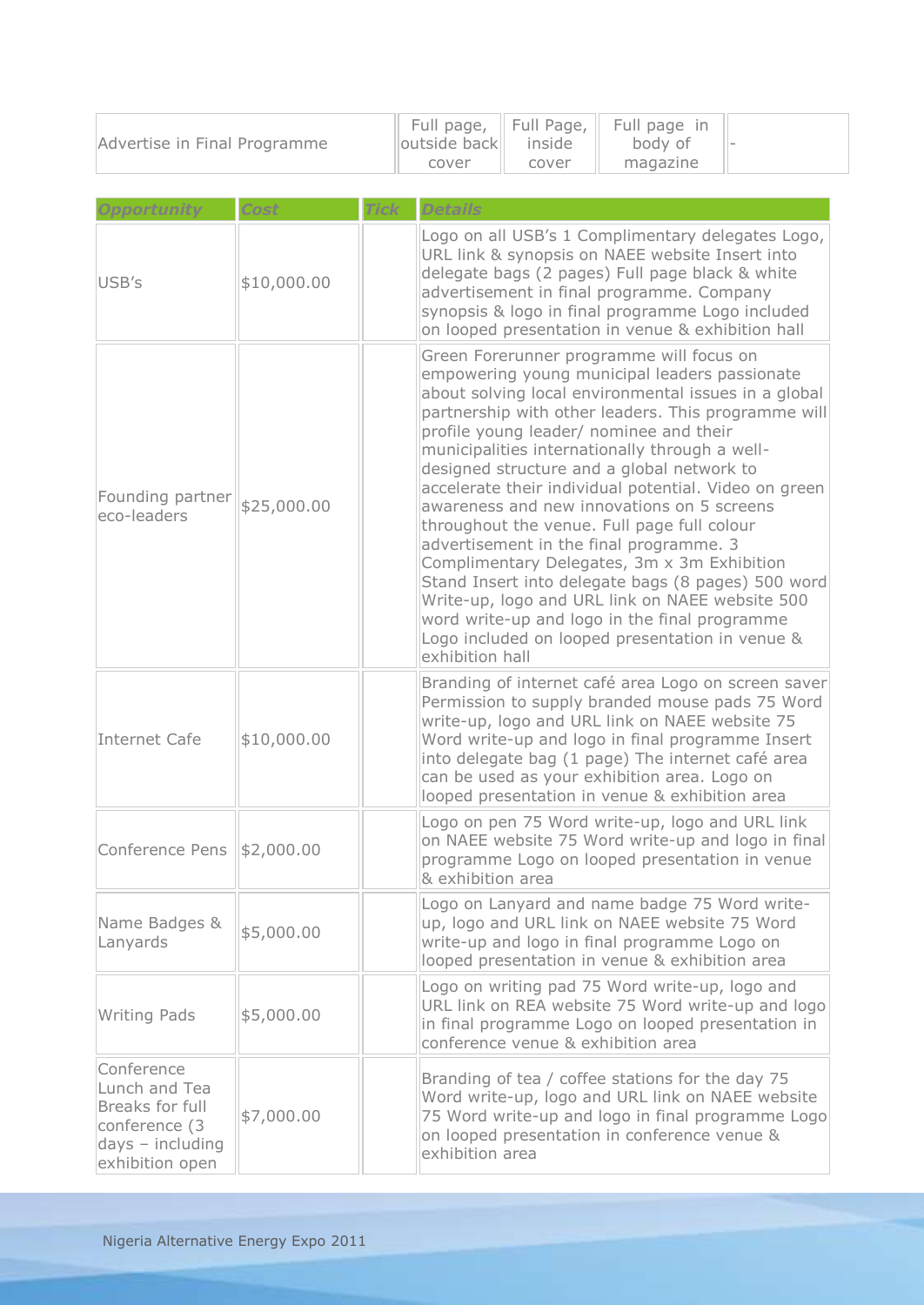| Advertise in Final Programme | Full page, outside back cover | Full Page, inside cover | Full page in body of magazine | - |
|---|---|---|---|---|

| Opportunity | Cost | Tick | Details |
|---|---|---|---|
| USB's | $10,000.00 | | Logo on all USB's 1 Complimentary delegates Logo, URL link & synopsis on NAEE website Insert into delegate bags (2 pages) Full page black & white advertisement in final programme. Company synopsis & logo in final programme Logo included on looped presentation in venue & exhibition hall |
| Founding partner eco-leaders | $25,000.00 | | Green Forerunner programme will focus on empowering young municipal leaders passionate about solving local environmental issues in a global partnership with other leaders. This programme will profile young leader/ nominee and their municipalities internationally through a well-designed structure and a global network to accelerate their individual potential. Video on green awareness and new innovations on 5 screens throughout the venue. Full page full colour advertisement in the final programme. 3 Complimentary Delegates, 3m x 3m Exhibition Stand Insert into delegate bags (8 pages) 500 word Write-up, logo and URL link on NAEE website 500 word write-up and logo in the final programme Logo included on looped presentation in venue & exhibition hall |
| Internet Cafe | $10,000.00 | | Branding of internet café area Logo on screen saver Permission to supply branded mouse pads 75 Word write-up, logo and URL link on NAEE website 75 Word write-up and logo in final programme Insert into delegate bag (1 page) The internet café area can be used as your exhibition area. Logo on looped presentation in venue & exhibition area |
| Conference Pens | $2,000.00 | | Logo on pen 75 Word write-up, logo and URL link on NAEE website 75 Word write-up and logo in final programme Logo on looped presentation in venue & exhibition area |
| Name Badges & Lanyards | $5,000.00 | | Logo on Lanyard and name badge 75 Word write-up, logo and URL link on NAEE website 75 Word write-up and logo in final programme Logo on looped presentation in venue & exhibition area |
| Writing Pads | $5,000.00 | | Logo on writing pad 75 Word write-up, logo and URL link on REA website 75 Word write-up and logo in final programme Logo on looped presentation in conference venue & exhibition area |
| Conference Lunch and Tea Breaks for full conference (3 days – including exhibition open | $7,000.00 | | Branding of tea / coffee stations for the day 75 Word write-up, logo and URL link on NAEE website 75 Word write-up and logo in final programme Logo on looped presentation in conference venue & exhibition area |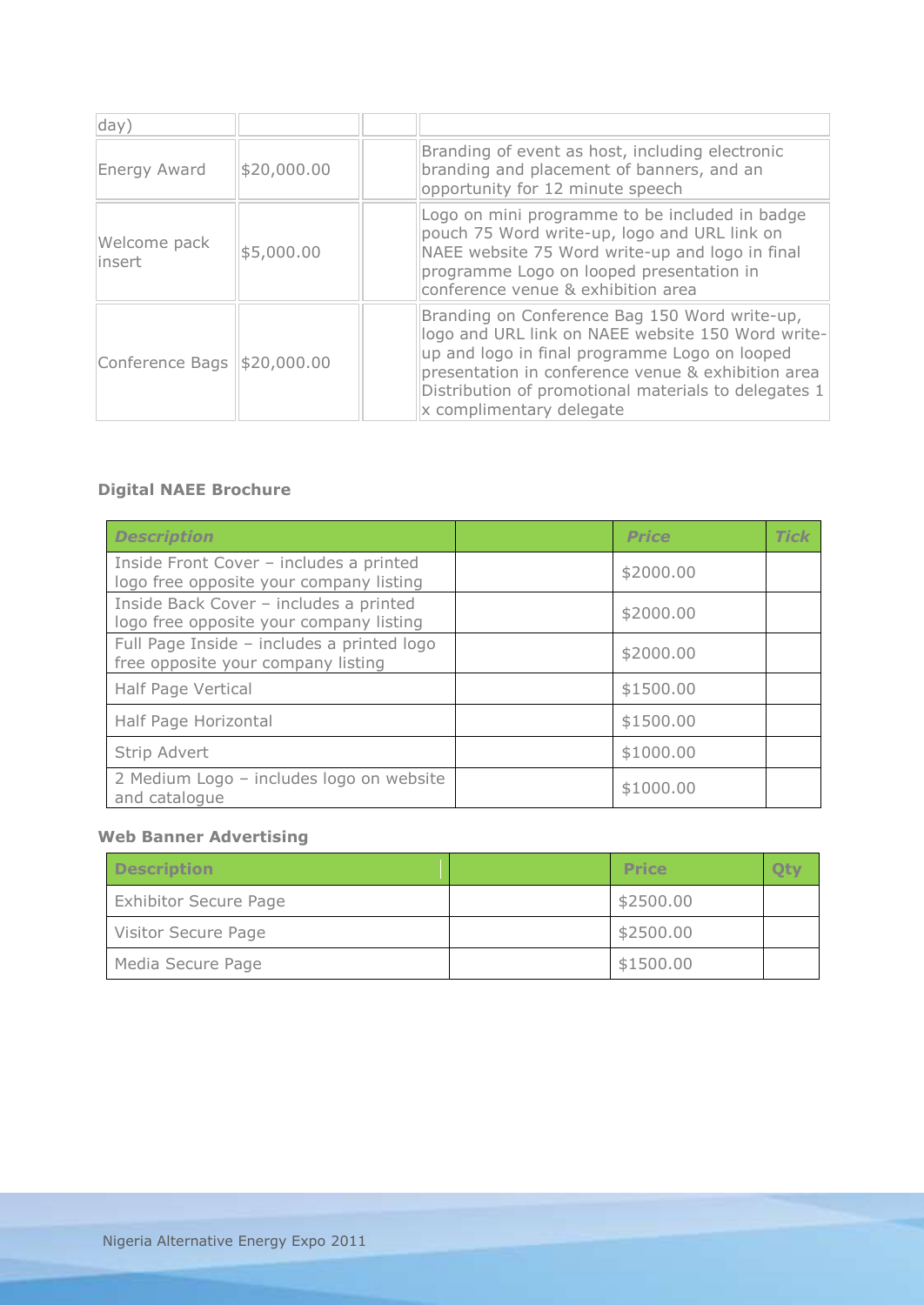| | | | |
|---|---|---|---|
| day) | | | |
| Energy Award | $20,000.00 | | Branding of event as host, including electronic branding and placement of banners, and an opportunity for 12 minute speech |
| Welcome pack insert | $5,000.00 | | Logo on mini programme to be included in badge pouch 75 Word write-up, logo and URL link on NAEE website 75 Word write-up and logo in final programme Logo on looped presentation in conference venue & exhibition area |
| Conference Bags | $20,000.00 | | Branding on Conference Bag 150 Word write-up, logo and URL link on NAEE website 150 Word write-up and logo in final programme Logo on looped presentation in conference venue & exhibition area Distribution of promotional materials to delegates 1 x complimentary delegate |

**Digital NAEE Brochure**

| *Description* | | *Price* | *Tick* |
|---|---|---|---|
| Inside Front Cover – includes a printed logo free opposite your company listing | | $2000.00 | |
| Inside Back Cover – includes a printed logo free opposite your company listing | | $2000.00 | |
| Full Page Inside – includes a printed logo free opposite your company listing | | $2000.00 | |
| Half Page Vertical | | $1500.00 | |
| Half Page Horizontal | | $1500.00 | |
| Strip Advert | | $1000.00 | |
| 2 Medium Logo – includes logo on website and catalogue | | $1000.00 | |

**Web Banner Advertising**

| Description | | Price | Qty |
|---|---|---|---|
| Exhibitor Secure Page | | $2500.00 | |
| Visitor Secure Page | | $2500.00 | |
| Media Secure Page | | $1500.00 | |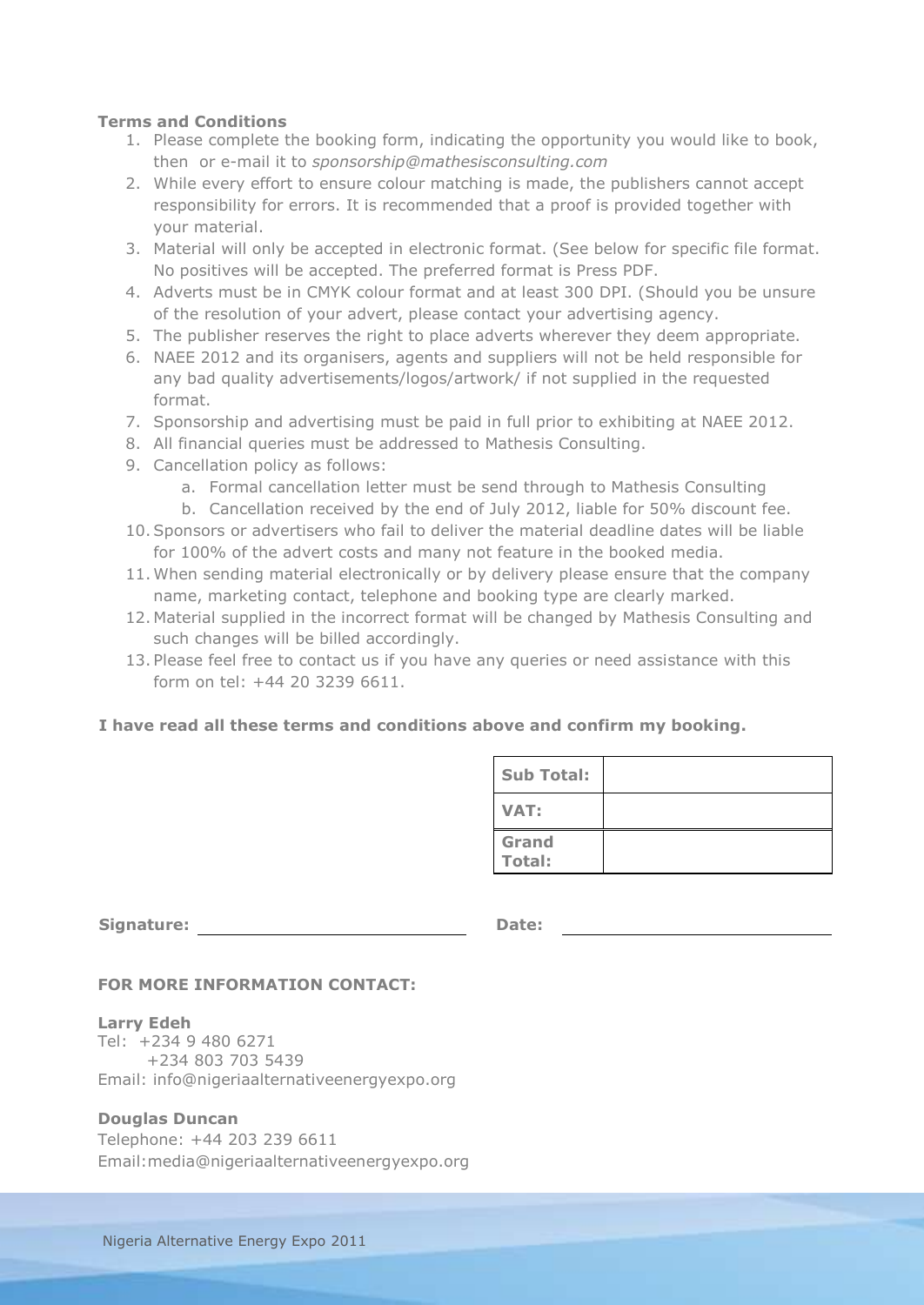**Terms and Conditions**

1. Please complete the booking form, indicating the opportunity you would like to book, then or e-mail it to *sponsorship@mathesisconsulting.com*
2. While every effort to ensure colour matching is made, the publishers cannot accept responsibility for errors. It is recommended that a proof is provided together with your material.
3. Material will only be accepted in electronic format. (See below for specific file format. No positives will be accepted. The preferred format is Press PDF.
4. Adverts must be in CMYK colour format and at least 300 DPI. (Should you be unsure of the resolution of your advert, please contact your advertising agency.
5. The publisher reserves the right to place adverts wherever they deem appropriate.
6. NAEE 2012 and its organisers, agents and suppliers will not be held responsible for any bad quality advertisements/logos/artwork/ if not supplied in the requested format.
7. Sponsorship and advertising must be paid in full prior to exhibiting at NAEE 2012.
8. All financial queries must be addressed to Mathesis Consulting.
9. Cancellation policy as follows:
   a. Formal cancellation letter must be send through to Mathesis Consulting
   b. Cancellation received by the end of July 2012, liable for 50% discount fee.
10. Sponsors or advertisers who fail to deliver the material deadline dates will be liable for 100% of the advert costs and many not feature in the booked media.
11. When sending material electronically or by delivery please ensure that the company name, marketing contact, telephone and booking type are clearly marked.
12. Material supplied in the incorrect format will be changed by Mathesis Consulting and such changes will be billed accordingly.
13. Please feel free to contact us if you have any queries or need assistance with this form on tel: +44 20 3239 6611.

**I have read all these terms and conditions above and confirm my booking.**

| | |
|---|---|
| **Sub Total:** | |
| **VAT:** | |
| **Grand Total:** | |

**Signature:** ____________________ **Date:** ____________________

**FOR MORE INFORMATION CONTACT:**

**Larry Edeh**
Tel: +234 9 480 6271
+234 803 703 5439
Email: info@nigeriaalternativeenergyexpo.org

**Douglas Duncan**
Telephone: +44 203 239 6611
Email: media@nigeriaalternativeenergyexpo.org